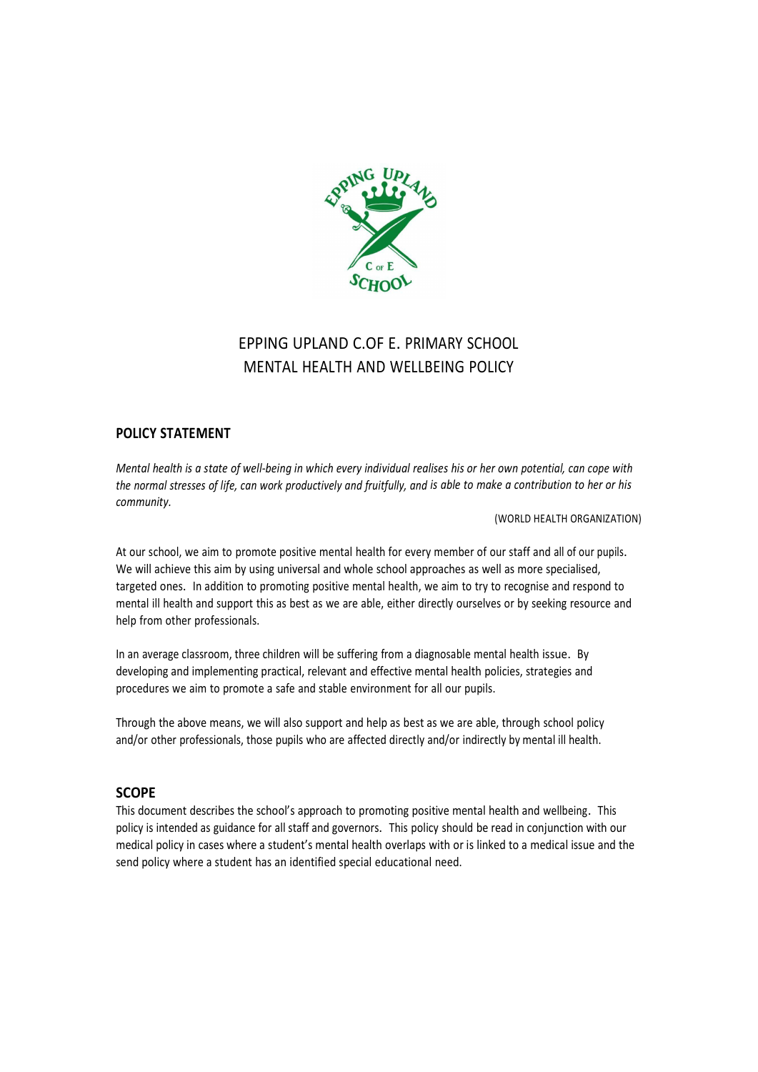# EPPING UPLAND C.OF E. PRIMARY SCHOOL
# MENTAL HEALTH AND WELLBEING POLICY

## POLICY STATEMENT

*Mental health is a state of well-being in which every individual realises his or her own potential, can cope with the normal stresses of life, can work productively and fruitfully, and is able to make a contribution to her or his community.*

(WORLD HEALTH ORGANIZATION)

At our school, we aim to promote positive mental health for every member of our staff and all of our pupils. We will achieve this aim by using universal and whole school approaches as well as more specialised, targeted ones. In addition to promoting positive mental health, we aim to try to recognise and respond to mental ill health and support this as best as we are able, either directly ourselves or by seeking resource and help from other professionals.

In an average classroom, three children will be suffering from a diagnosable mental health issue. By developing and implementing practical, relevant and effective mental health policies, strategies and procedures we aim to promote a safe and stable environment for all our pupils.

Through the above means, we will also support and help as best as we are able, through school policy and/or other professionals, those pupils who are affected directly and/or indirectly by mental ill health.

## SCOPE

This document describes the school's approach to promoting positive mental health and wellbeing. This policy is intended as guidance for all staff and governors. This policy should be read in conjunction with our medical policy in cases where a student's mental health overlaps with or is linked to a medical issue and the send policy where a student has an identified special educational need.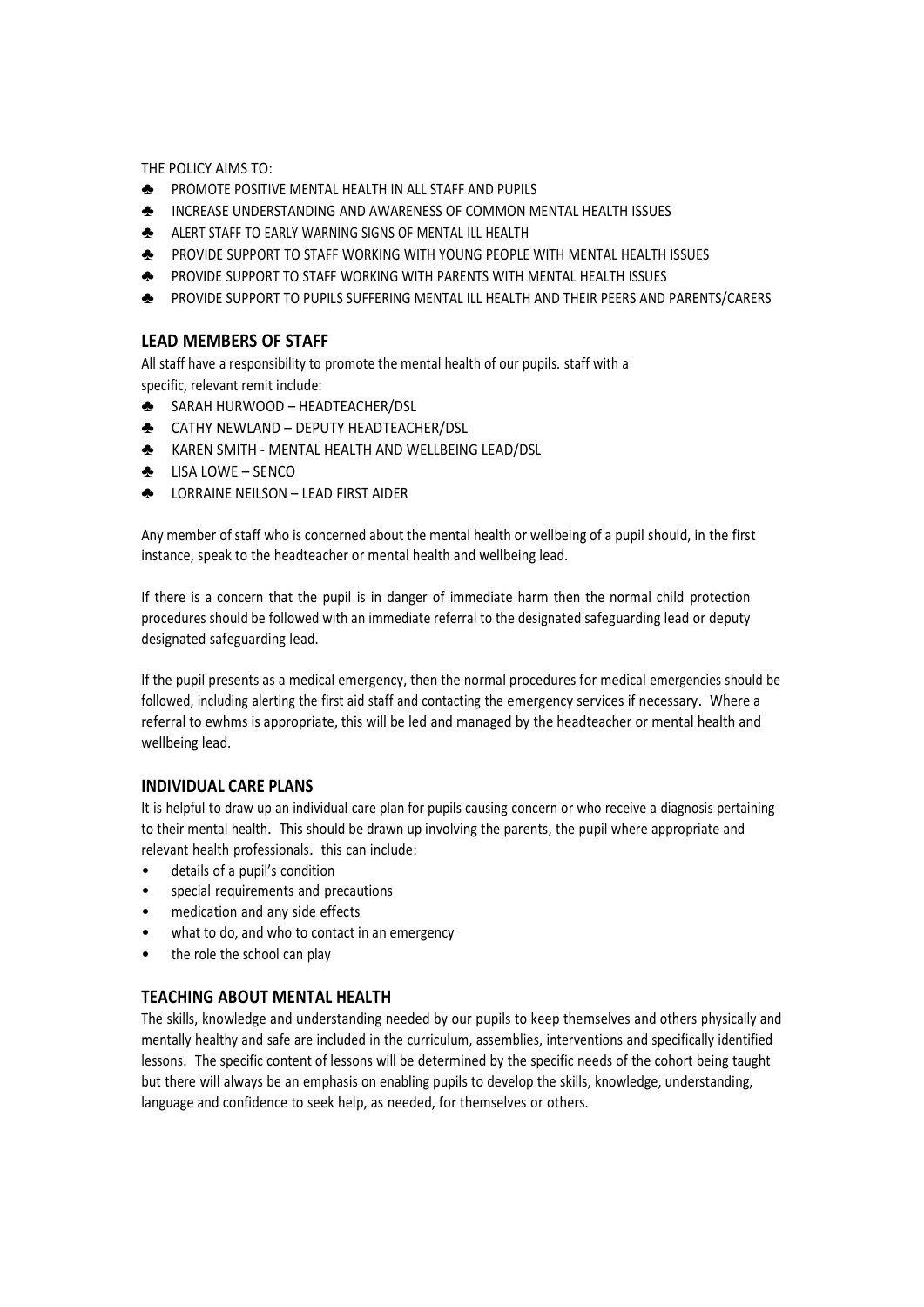THE POLICY AIMS TO:

- ♣ PROMOTE POSITIVE MENTAL HEALTH IN ALL STAFF AND PUPILS
- ♣ INCREASE UNDERSTANDING AND AWARENESS OF COMMON MENTAL HEALTH ISSUES
- ♣ ALERT STAFF TO EARLY WARNING SIGNS OF MENTAL ILL HEALTH
- ♣ PROVIDE SUPPORT TO STAFF WORKING WITH YOUNG PEOPLE WITH MENTAL HEALTH ISSUES
- ♣ PROVIDE SUPPORT TO STAFF WORKING WITH PARENTS WITH MENTAL HEALTH ISSUES
- ♣ PROVIDE SUPPORT TO PUPILS SUFFERING MENTAL ILL HEALTH AND THEIR PEERS AND PARENTS/CARERS

## LEAD MEMBERS OF STAFF

All staff have a responsibility to promote the mental health of our pupils. staff with a specific, relevant remit include:

- ♣ SARAH HURWOOD – HEADTEACHER/DSL
- ♣ CATHY NEWLAND – DEPUTY HEADTEACHER/DSL
- ♣ KAREN SMITH - MENTAL HEALTH AND WELLBEING LEAD/DSL
- ♣ LISA LOWE – SENCO
- ♣ LORRAINE NEILSON – LEAD FIRST AIDER

Any member of staff who is concerned about the mental health or wellbeing of a pupil should, in the first instance, speak to the headteacher or mental health and wellbeing lead.

If there is a concern that the pupil is in danger of immediate harm then the normal child protection procedures should be followed with an immediate referral to the designated safeguarding lead or deputy designated safeguarding lead.

If the pupil presents as a medical emergency, then the normal procedures for medical emergencies should be followed, including alerting the first aid staff and contacting the emergency services if necessary. Where a referral to ewhms is appropriate, this will be led and managed by the headteacher or mental health and wellbeing lead.

## INDIVIDUAL CARE PLANS

It is helpful to draw up an individual care plan for pupils causing concern or who receive a diagnosis pertaining to their mental health. This should be drawn up involving the parents, the pupil where appropriate and relevant health professionals. this can include:

- details of a pupil's condition
- special requirements and precautions
- medication and any side effects
- what to do, and who to contact in an emergency
- the role the school can play

## TEACHING ABOUT MENTAL HEALTH

The skills, knowledge and understanding needed by our pupils to keep themselves and others physically and mentally healthy and safe are included in the curriculum, assemblies, interventions and specifically identified lessons. The specific content of lessons will be determined by the specific needs of the cohort being taught but there will always be an emphasis on enabling pupils to develop the skills, knowledge, understanding, language and confidence to seek help, as needed, for themselves or others.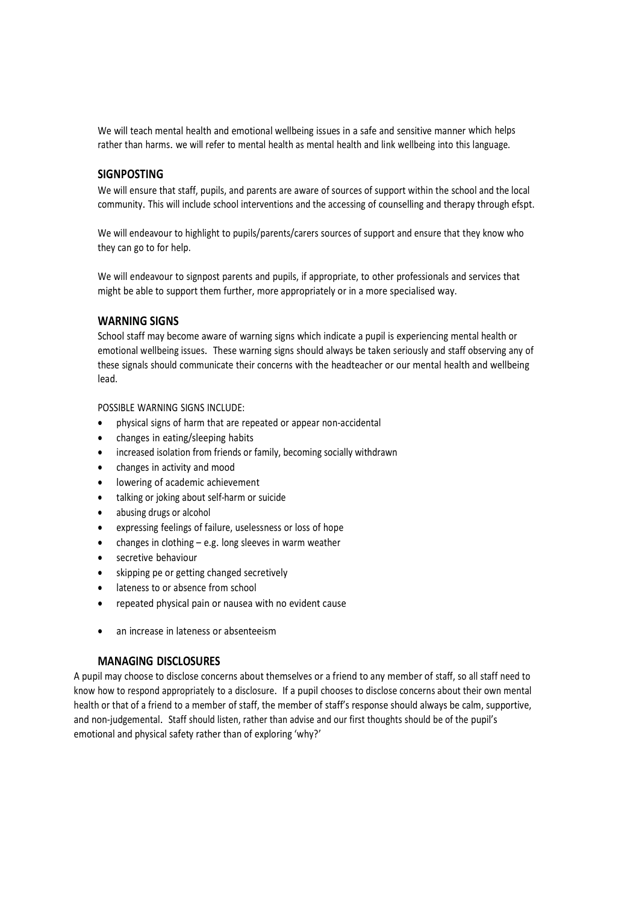We will teach mental health and emotional wellbeing issues in a safe and sensitive manner which helps rather than harms. we will refer to mental health as mental health and link wellbeing into this language.

## SIGNPOSTING

We will ensure that staff, pupils, and parents are aware of sources of support within the school and the local community. This will include school interventions and the accessing of counselling and therapy through efspt.

We will endeavour to highlight to pupils/parents/carers sources of support and ensure that they know who they can go to for help.

We will endeavour to signpost parents and pupils, if appropriate, to other professionals and services that might be able to support them further, more appropriately or in a more specialised way.

## WARNING SIGNS

School staff may become aware of warning signs which indicate a pupil is experiencing mental health or emotional wellbeing issues. These warning signs should always be taken seriously and staff observing any of these signals should communicate their concerns with the headteacher or our mental health and wellbeing lead.

POSSIBLE WARNING SIGNS INCLUDE:

- physical signs of harm that are repeated or appear non-accidental
- changes in eating/sleeping habits
- increased isolation from friends or family, becoming socially withdrawn
- changes in activity and mood
- lowering of academic achievement
- talking or joking about self-harm or suicide
- abusing drugs or alcohol
- expressing feelings of failure, uselessness or loss of hope
- changes in clothing – e.g. long sleeves in warm weather
- secretive behaviour
- skipping pe or getting changed secretively
- lateness to or absence from school
- repeated physical pain or nausea with no evident cause
- an increase in lateness or absenteeism

## MANAGING DISCLOSURES

A pupil may choose to disclose concerns about themselves or a friend to any member of staff, so all staff need to know how to respond appropriately to a disclosure. If a pupil chooses to disclose concerns about their own mental health or that of a friend to a member of staff, the member of staff's response should always be calm, supportive, and non-judgemental. Staff should listen, rather than advise and our first thoughts should be of the pupil's emotional and physical safety rather than of exploring 'why?'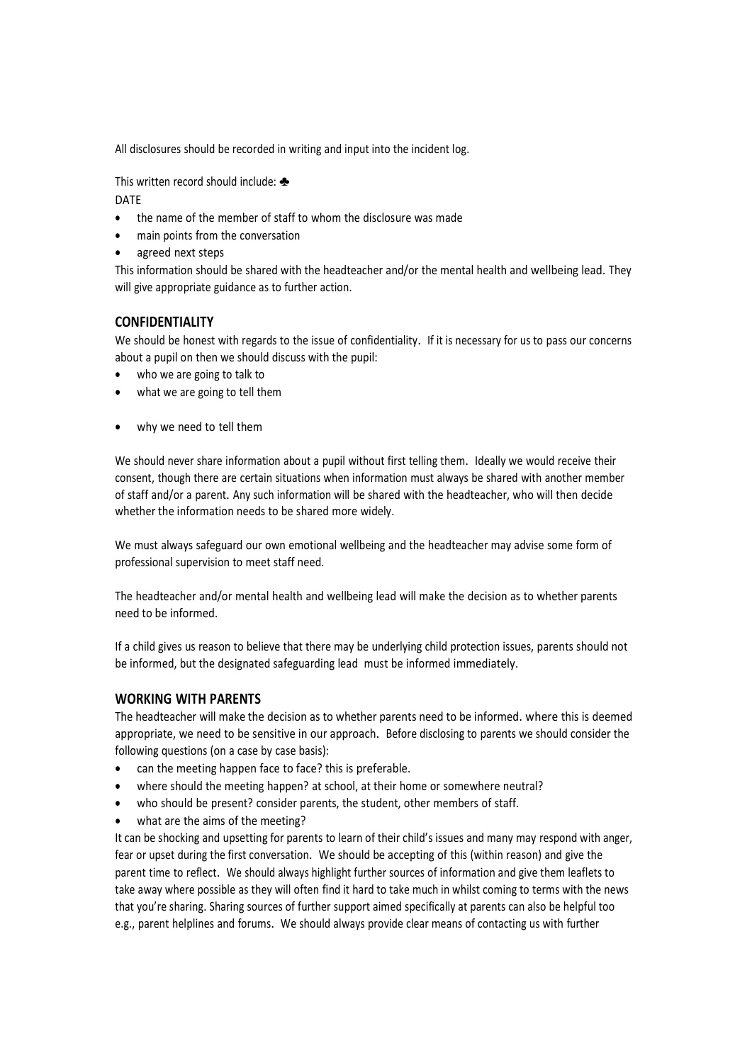All disclosures should be recorded in writing and input into the incident log.

This written record should include: ♣
DATE

- the name of the member of staff to whom the disclosure was made
- main points from the conversation
- agreed next steps

This information should be shared with the headteacher and/or the mental health and wellbeing lead. They will give appropriate guidance as to further action.

## CONFIDENTIALITY

We should be honest with regards to the issue of confidentiality. If it is necessary for us to pass our concerns about a pupil on then we should discuss with the pupil:

- who we are going to talk to
- what we are going to tell them
- why we need to tell them

We should never share information about a pupil without first telling them. Ideally we would receive their consent, though there are certain situations when information must always be shared with another member of staff and/or a parent. Any such information will be shared with the headteacher, who will then decide whether the information needs to be shared more widely.

We must always safeguard our own emotional wellbeing and the headteacher may advise some form of professional supervision to meet staff need.

The headteacher and/or mental health and wellbeing lead will make the decision as to whether parents need to be informed.

If a child gives us reason to believe that there may be underlying child protection issues, parents should not be informed, but the designated safeguarding lead must be informed immediately.

## WORKING WITH PARENTS

The headteacher will make the decision as to whether parents need to be informed. where this is deemed appropriate, we need to be sensitive in our approach. Before disclosing to parents we should consider the following questions (on a case by case basis):

- can the meeting happen face to face? this is preferable.
- where should the meeting happen? at school, at their home or somewhere neutral?
- who should be present? consider parents, the student, other members of staff.
- what are the aims of the meeting?

It can be shocking and upsetting for parents to learn of their child's issues and many may respond with anger, fear or upset during the first conversation. We should be accepting of this (within reason) and give the parent time to reflect. We should always highlight further sources of information and give them leaflets to take away where possible as they will often find it hard to take much in whilst coming to terms with the news that you're sharing. Sharing sources of further support aimed specifically at parents can also be helpful too e.g., parent helplines and forums. We should always provide clear means of contacting us with further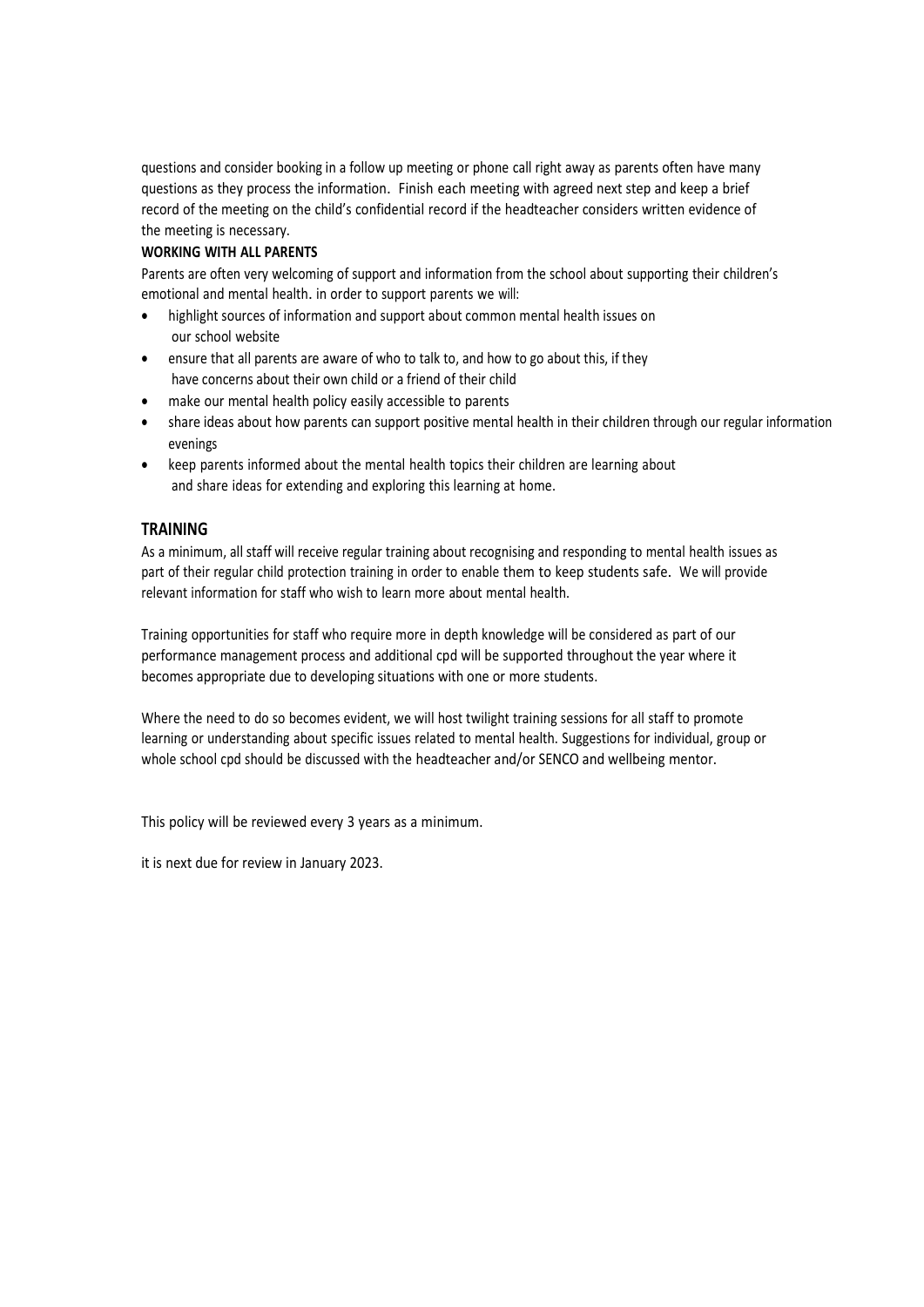questions and consider booking in a follow up meeting or phone call right away as parents often have many questions as they process the information. Finish each meeting with agreed next step and keep a brief record of the meeting on the child's confidential record if the headteacher considers written evidence of the meeting is necessary.

**WORKING WITH ALL PARENTS**

Parents are often very welcoming of support and information from the school about supporting their children's emotional and mental health. in order to support parents we will:

- highlight sources of information and support about common mental health issues on our school website
- ensure that all parents are aware of who to talk to, and how to go about this, if they have concerns about their own child or a friend of their child
- make our mental health policy easily accessible to parents
- share ideas about how parents can support positive mental health in their children through our regular information evenings
- keep parents informed about the mental health topics their children are learning about and share ideas for extending and exploring this learning at home.

## TRAINING

As a minimum, all staff will receive regular training about recognising and responding to mental health issues as part of their regular child protection training in order to enable them to keep students safe. We will provide relevant information for staff who wish to learn more about mental health.

Training opportunities for staff who require more in depth knowledge will be considered as part of our performance management process and additional cpd will be supported throughout the year where it becomes appropriate due to developing situations with one or more students.

Where the need to do so becomes evident, we will host twilight training sessions for all staff to promote learning or understanding about specific issues related to mental health. Suggestions for individual, group or whole school cpd should be discussed with the headteacher and/or SENCO and wellbeing mentor.

This policy will be reviewed every 3 years as a minimum.

it is next due for review in January 2023.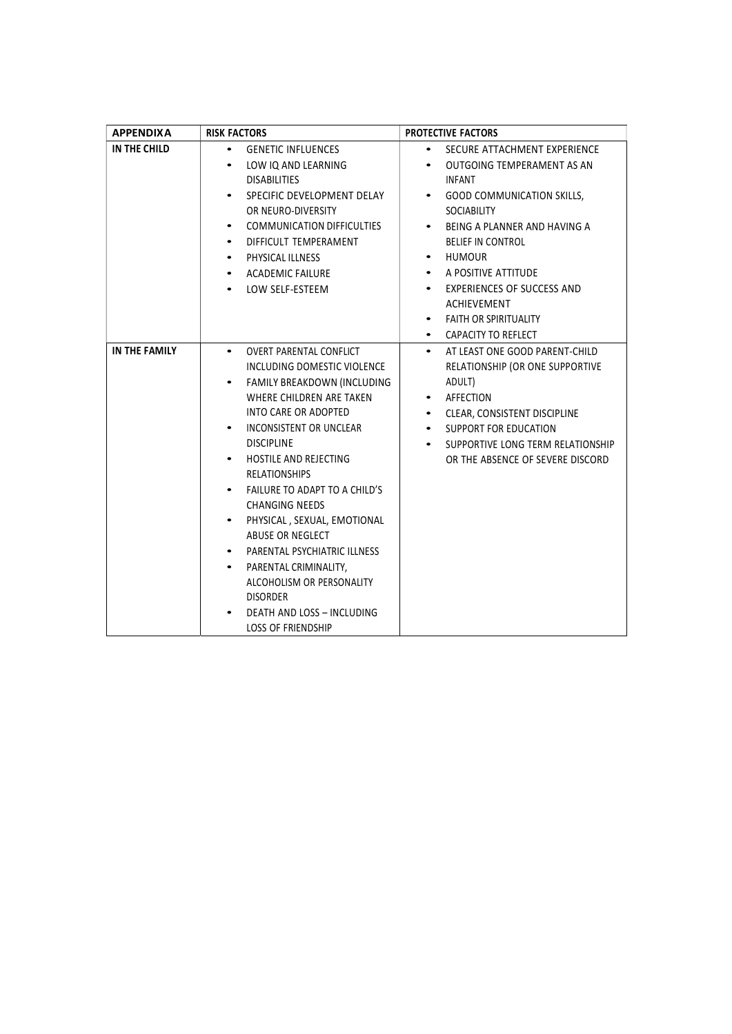| APPENDIXA | RISK FACTORS | PROTECTIVE FACTORS |
|---|---|---|
| IN THE CHILD | • GENETIC INFLUENCES<br>• LOW IQ AND LEARNING DISABILITIES<br>• SPECIFIC DEVELOPMENT DELAY OR NEURO-DIVERSITY<br>• COMMUNICATION DIFFICULTIES<br>• DIFFICULT TEMPERAMENT<br>• PHYSICAL ILLNESS<br>• ACADEMIC FAILURE<br>• LOW SELF-ESTEEM | • SECURE ATTACHMENT EXPERIENCE<br>• OUTGOING TEMPERAMENT AS AN INFANT<br>• GOOD COMMUNICATION SKILLS, SOCIABILITY<br>• BEING A PLANNER AND HAVING A BELIEF IN CONTROL<br>• HUMOUR<br>• A POSITIVE ATTITUDE<br>• EXPERIENCES OF SUCCESS AND ACHIEVEMENT<br>• FAITH OR SPIRITUALITY<br>• CAPACITY TO REFLECT |
| IN THE FAMILY | • OVERT PARENTAL CONFLICT INCLUDING DOMESTIC VIOLENCE<br>• FAMILY BREAKDOWN (INCLUDING WHERE CHILDREN ARE TAKEN INTO CARE OR ADOPTED<br>• INCONSISTENT OR UNCLEAR DISCIPLINE<br>• HOSTILE AND REJECTING RELATIONSHIPS<br>• FAILURE TO ADAPT TO A CHILD'S CHANGING NEEDS<br>• PHYSICAL , SEXUAL, EMOTIONAL ABUSE OR NEGLECT<br>• PARENTAL PSYCHIATRIC ILLNESS<br>• PARENTAL CRIMINALITY, ALCOHOLISM OR PERSONALITY DISORDER<br>• DEATH AND LOSS – INCLUDING LOSS OF FRIENDSHIP | • AT LEAST ONE GOOD PARENT-CHILD RELATIONSHIP (OR ONE SUPPORTIVE ADULT)<br>• AFFECTION<br>• CLEAR, CONSISTENT DISCIPLINE<br>• SUPPORT FOR EDUCATION<br>• SUPPORTIVE LONG TERM RELATIONSHIP OR THE ABSENCE OF SEVERE DISCORD |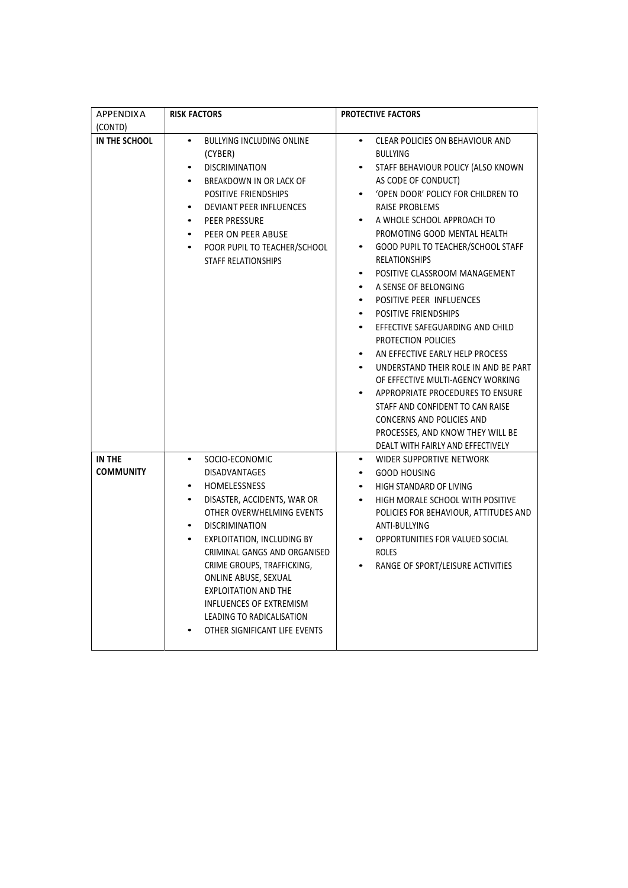| APPENDIX A (CONTD) | RISK FACTORS | PROTECTIVE FACTORS |
|---|---|---|
| **IN THE SCHOOL** | • BULLYING INCLUDING ONLINE (CYBER)<br>• DISCRIMINATION<br>• BREAKDOWN IN OR LACK OF POSITIVE FRIENDSHIPS<br>• DEVIANT PEER INFLUENCES<br>• PEER PRESSURE<br>• PEER ON PEER ABUSE<br>• POOR PUPIL TO TEACHER/SCHOOL STAFF RELATIONSHIPS | • CLEAR POLICIES ON BEHAVIOUR AND BULLYING<br>• STAFF BEHAVIOUR POLICY (ALSO KNOWN AS CODE OF CONDUCT)<br>• 'OPEN DOOR' POLICY FOR CHILDREN TO RAISE PROBLEMS<br>• A WHOLE SCHOOL APPROACH TO PROMOTING GOOD MENTAL HEALTH<br>• GOOD PUPIL TO TEACHER/SCHOOL STAFF RELATIONSHIPS<br>• POSITIVE CLASSROOM MANAGEMENT<br>• A SENSE OF BELONGING<br>• POSITIVE PEER INFLUENCES<br>• POSITIVE FRIENDSHIPS<br>• EFFECTIVE SAFEGUARDING AND CHILD PROTECTION POLICIES<br>• AN EFFECTIVE EARLY HELP PROCESS<br>• UNDERSTAND THEIR ROLE IN AND BE PART OF EFFECTIVE MULTI-AGENCY WORKING<br>• APPROPRIATE PROCEDURES TO ENSURE STAFF AND CONFIDENT TO CAN RAISE CONCERNS AND POLICIES AND PROCESSES, AND KNOW THEY WILL BE DEALT WITH FAIRLY AND EFFECTIVELY |
| **IN THE COMMUNITY** | • SOCIO-ECONOMIC DISADVANTAGES<br>• HOMELESSNESS<br>• DISASTER, ACCIDENTS, WAR OR OTHER OVERWHELMING EVENTS<br>• DISCRIMINATION<br>• EXPLOITATION, INCLUDING BY CRIMINAL GANGS AND ORGANISED CRIME GROUPS, TRAFFICKING, ONLINE ABUSE, SEXUAL EXPLOITATION AND THE INFLUENCES OF EXTREMISM LEADING TO RADICALISATION<br>• OTHER SIGNIFICANT LIFE EVENTS | • WIDER SUPPORTIVE NETWORK<br>• GOOD HOUSING<br>• HIGH STANDARD OF LIVING<br>• HIGH MORALE SCHOOL WITH POSITIVE POLICIES FOR BEHAVIOUR, ATTITUDES AND ANTI-BULLYING<br>• OPPORTUNITIES FOR VALUED SOCIAL ROLES<br>• RANGE OF SPORT/LEISURE ACTIVITIES |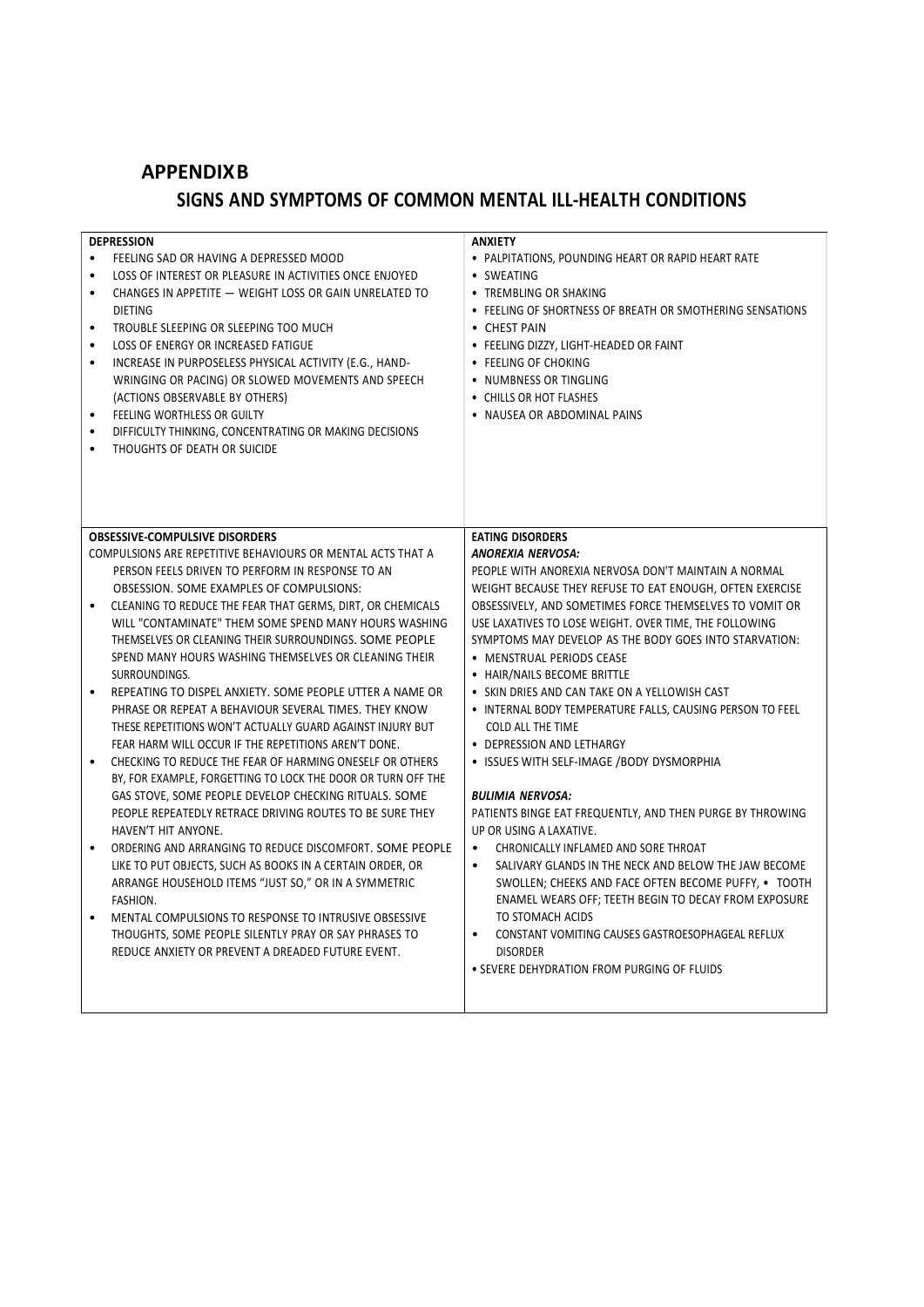## APPENDIXB

## SIGNS AND SYMPTOMS OF COMMON MENTAL ILL-HEALTH CONDITIONS

| **DEPRESSION** | **ANXIETY** |
|---|---|
| • FEELING SAD OR HAVING A DEPRESSED MOOD<br>• LOSS OF INTEREST OR PLEASURE IN ACTIVITIES ONCE ENJOYED<br>• CHANGES IN APPETITE — WEIGHT LOSS OR GAIN UNRELATED TO DIETING<br>• TROUBLE SLEEPING OR SLEEPING TOO MUCH<br>• LOSS OF ENERGY OR INCREASED FATIGUE<br>• INCREASE IN PURPOSELESS PHYSICAL ACTIVITY (E.G., HAND-WRINGING OR PACING) OR SLOWED MOVEMENTS AND SPEECH (ACTIONS OBSERVABLE BY OTHERS)<br>• FEELING WORTHLESS OR GUILTY<br>• DIFFICULTY THINKING, CONCENTRATING OR MAKING DECISIONS<br>• THOUGHTS OF DEATH OR SUICIDE | • PALPITATIONS, POUNDING HEART OR RAPID HEART RATE<br>• SWEATING<br>• TREMBLING OR SHAKING<br>• FEELING OF SHORTNESS OF BREATH OR SMOTHERING SENSATIONS<br>• CHEST PAIN<br>• FEELING DIZZY, LIGHT-HEADED OR FAINT<br>• FEELING OF CHOKING<br>• NUMBNESS OR TINGLING<br>• CHILLS OR HOT FLASHES<br>• NAUSEA OR ABDOMINAL PAINS |
| **OBSESSIVE-COMPULSIVE DISORDERS**<br>COMPULSIONS ARE REPETITIVE BEHAVIOURS OR MENTAL ACTS THAT A PERSON FEELS DRIVEN TO PERFORM IN RESPONSE TO AN OBSESSION. SOME EXAMPLES OF COMPULSIONS:<br>• CLEANING TO REDUCE THE FEAR THAT GERMS, DIRT, OR CHEMICALS WILL "CONTAMINATE" THEM SOME SPEND MANY HOURS WASHING THEMSELVES OR CLEANING THEIR SURROUNDINGS. SOME PEOPLE SPEND MANY HOURS WASHING THEMSELVES OR CLEANING THEIR SURROUNDINGS.<br>• REPEATING TO DISPEL ANXIETY. SOME PEOPLE UTTER A NAME OR PHRASE OR REPEAT A BEHAVIOUR SEVERAL TIMES. THEY KNOW THESE REPETITIONS WON'T ACTUALLY GUARD AGAINST INJURY BUT FEAR HARM WILL OCCUR IF THE REPETITIONS AREN'T DONE.<br>• CHECKING TO REDUCE THE FEAR OF HARMING ONESELF OR OTHERS BY, FOR EXAMPLE, FORGETTING TO LOCK THE DOOR OR TURN OFF THE GAS STOVE, SOME PEOPLE DEVELOP CHECKING RITUALS. SOME PEOPLE REPEATEDLY RETRACE DRIVING ROUTES TO BE SURE THEY HAVEN'T HIT ANYONE.<br>• ORDERING AND ARRANGING TO REDUCE DISCOMFORT. SOME PEOPLE LIKE TO PUT OBJECTS, SUCH AS BOOKS IN A CERTAIN ORDER, OR ARRANGE HOUSEHOLD ITEMS "JUST SO," OR IN A SYMMETRIC FASHION.<br>• MENTAL COMPULSIONS TO RESPONSE TO INTRUSIVE OBSESSIVE THOUGHTS, SOME PEOPLE SILENTLY PRAY OR SAY PHRASES TO REDUCE ANXIETY OR PREVENT A DREADED FUTURE EVENT. | **EATING DISORDERS**<br>***ANOREXIA NERVOSA:***<br>PEOPLE WITH ANOREXIA NERVOSA DON'T MAINTAIN A NORMAL WEIGHT BECAUSE THEY REFUSE TO EAT ENOUGH, OFTEN EXERCISE OBSESSIVELY, AND SOMETIMES FORCE THEMSELVES TO VOMIT OR USE LAXATIVES TO LOSE WEIGHT. OVER TIME, THE FOLLOWING SYMPTOMS MAY DEVELOP AS THE BODY GOES INTO STARVATION:<br>• MENSTRUAL PERIODS CEASE<br>• HAIR/NAILS BECOME BRITTLE<br>• SKIN DRIES AND CAN TAKE ON A YELLOWISH CAST<br>• INTERNAL BODY TEMPERATURE FALLS, CAUSING PERSON TO FEEL COLD ALL THE TIME<br>• DEPRESSION AND LETHARGY<br>• ISSUES WITH SELF-IMAGE /BODY DYSMORPHIA<br><br>***BULIMIA NERVOSA:***<br>PATIENTS BINGE EAT FREQUENTLY, AND THEN PURGE BY THROWING UP OR USING A LAXATIVE.<br>• CHRONICALLY INFLAMED AND SORE THROAT<br>• SALIVARY GLANDS IN THE NECK AND BELOW THE JAW BECOME SWOLLEN; CHEEKS AND FACE OFTEN BECOME PUFFY, • TOOTH ENAMEL WEARS OFF; TEETH BEGIN TO DECAY FROM EXPOSURE TO STOMACH ACIDS<br>• CONSTANT VOMITING CAUSES GASTROESOPHAGEAL REFLUX DISORDER<br>• SEVERE DEHYDRATION FROM PURGING OF FLUIDS |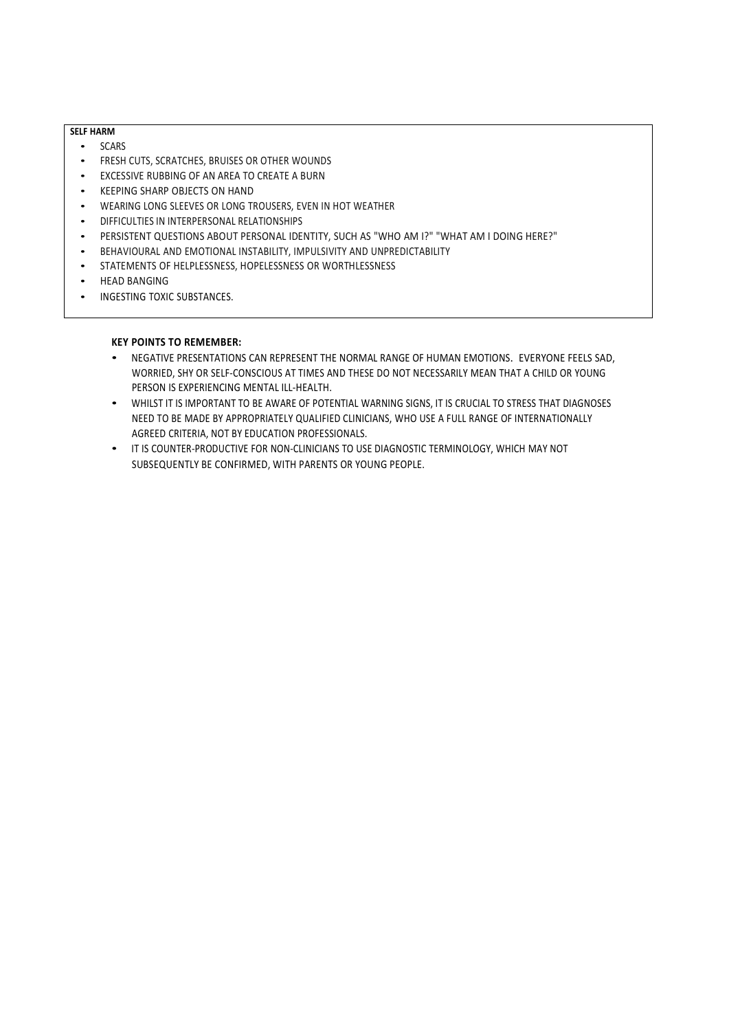**SELF HARM**

- SCARS
- FRESH CUTS, SCRATCHES, BRUISES OR OTHER WOUNDS
- EXCESSIVE RUBBING OF AN AREA TO CREATE A BURN
- KEEPING SHARP OBJECTS ON HAND
- WEARING LONG SLEEVES OR LONG TROUSERS, EVEN IN HOT WEATHER
- DIFFICULTIES IN INTERPERSONAL RELATIONSHIPS
- PERSISTENT QUESTIONS ABOUT PERSONAL IDENTITY, SUCH AS "WHO AM I?" "WHAT AM I DOING HERE?"
- BEHAVIOURAL AND EMOTIONAL INSTABILITY, IMPULSIVITY AND UNPREDICTABILITY
- STATEMENTS OF HELPLESSNESS, HOPELESSNESS OR WORTHLESSNESS
- HEAD BANGING
- INGESTING TOXIC SUBSTANCES.

**KEY POINTS TO REMEMBER:**

- NEGATIVE PRESENTATIONS CAN REPRESENT THE NORMAL RANGE OF HUMAN EMOTIONS. EVERYONE FEELS SAD, WORRIED, SHY OR SELF-CONSCIOUS AT TIMES AND THESE DO NOT NECESSARILY MEAN THAT A CHILD OR YOUNG PERSON IS EXPERIENCING MENTAL ILL-HEALTH.
- WHILST IT IS IMPORTANT TO BE AWARE OF POTENTIAL WARNING SIGNS, IT IS CRUCIAL TO STRESS THAT DIAGNOSES NEED TO BE MADE BY APPROPRIATELY QUALIFIED CLINICIANS, WHO USE A FULL RANGE OF INTERNATIONALLY AGREED CRITERIA, NOT BY EDUCATION PROFESSIONALS.
- IT IS COUNTER-PRODUCTIVE FOR NON-CLINICIANS TO USE DIAGNOSTIC TERMINOLOGY, WHICH MAY NOT SUBSEQUENTLY BE CONFIRMED, WITH PARENTS OR YOUNG PEOPLE.